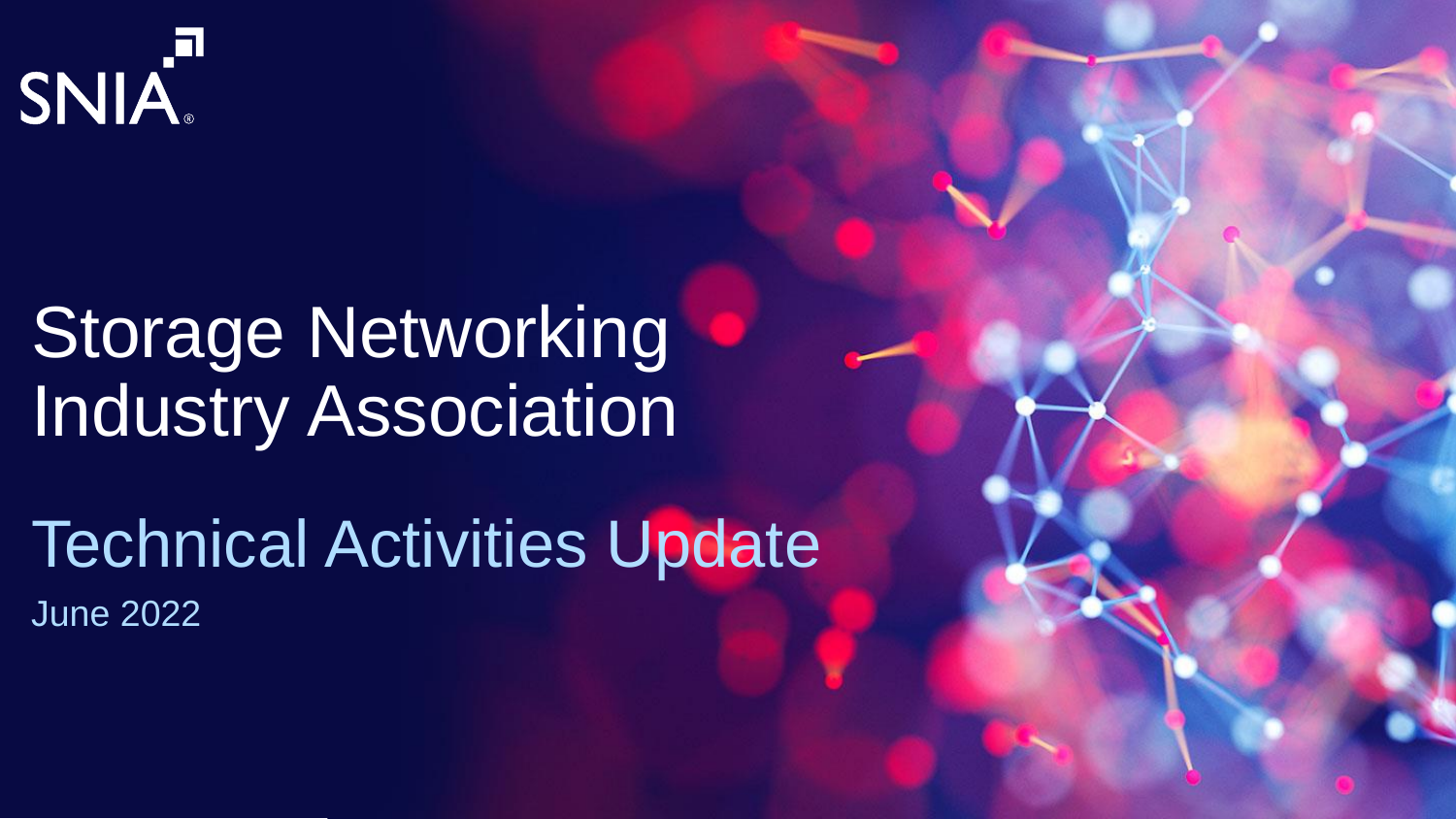SNIA

# Storage Networking Industry Association

## Technical Activities Update

June 2022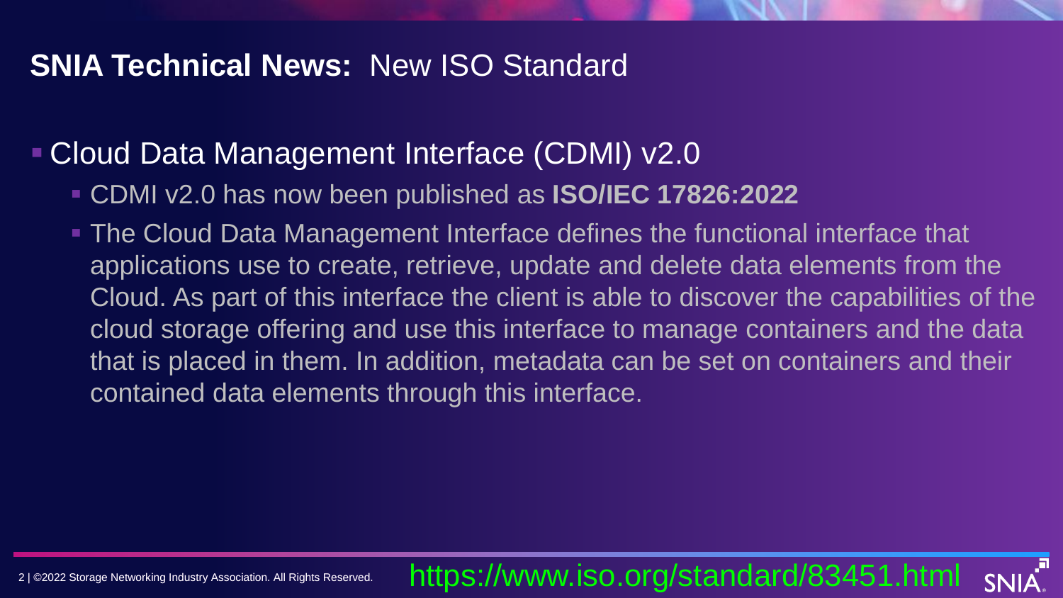## **SNIA Technical News:** New ISO Standard

- Cloud Data Management Interface (CDMI) v2.0
  - CDMI v2.0 has now been published as **ISO/IEC 17826:2022**
  - The Cloud Data Management Interface defines the functional interface that applications use to create, retrieve, update and delete data elements from the Cloud. As part of this interface the client is able to discover the capabilities of the cloud storage offering and use this interface to manage containers and the data that is placed in them. In addition, metadata can be set on containers and their contained data elements through this interface.

https://www.iso.org/standard/83451.html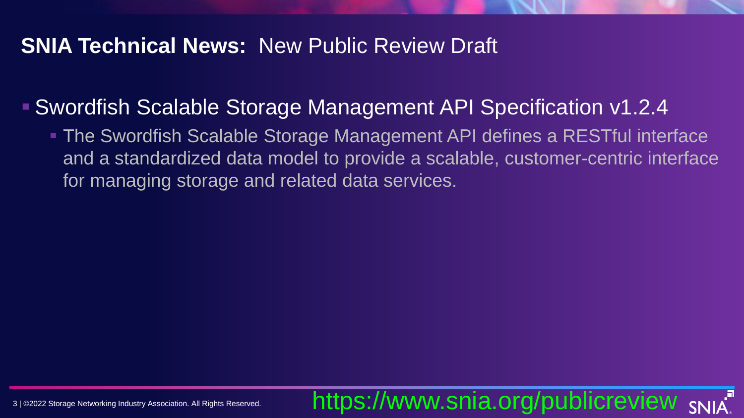# **SNIA Technical News:** New Public Review Draft

- Swordfish Scalable Storage Management API Specification v1.2.4
  - The Swordfish Scalable Storage Management API defines a RESTful interface and a standardized data model to provide a scalable, customer-centric interface for managing storage and related data services.

https://www.snia.org/publicreview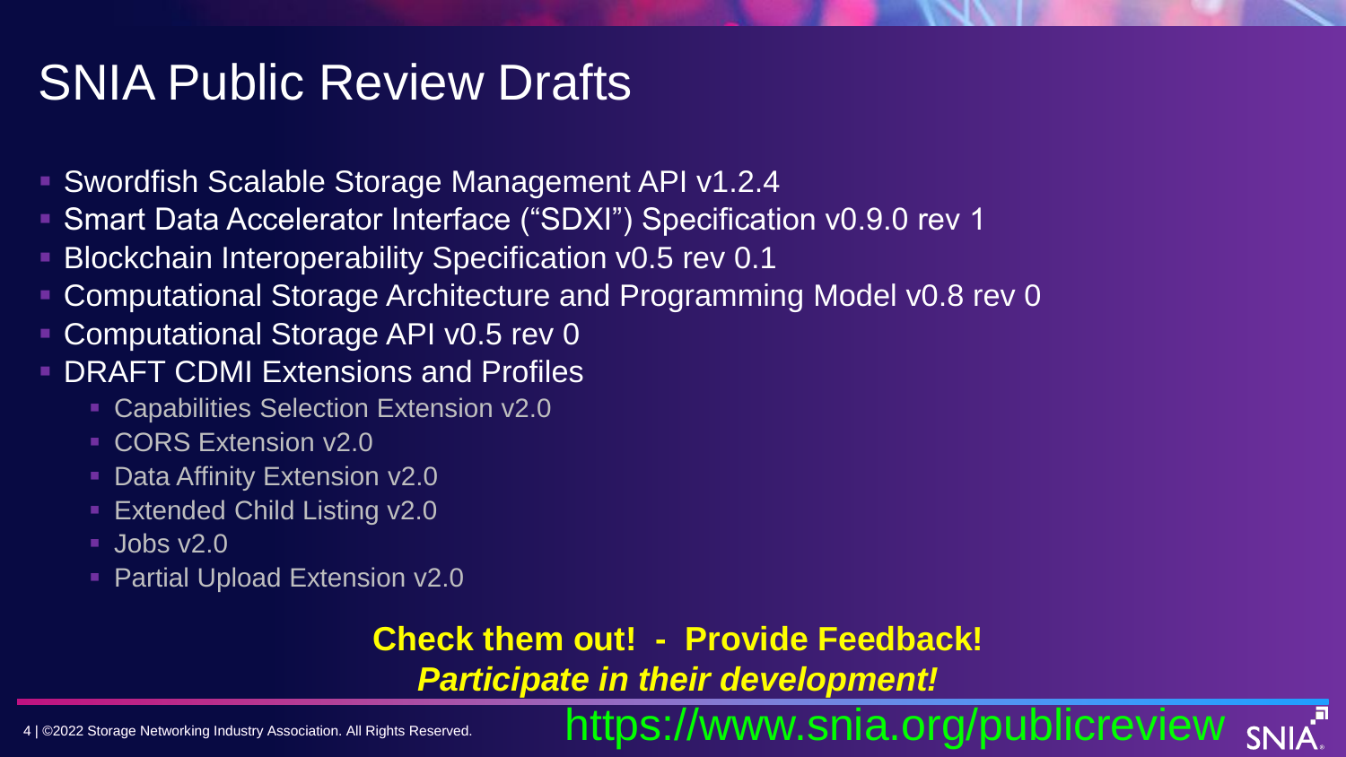# SNIA Public Review Drafts

- Swordfish Scalable Storage Management API v1.2.4
- Smart Data Accelerator Interface (“SDXI”) Specification v0.9.0 rev 1
- Blockchain Interoperability Specification v0.5 rev 0.1
- Computational Storage Architecture and Programming Model v0.8 rev 0
- Computational Storage API v0.5 rev 0
- DRAFT CDMI Extensions and Profiles
  - Capabilities Selection Extension v2.0
  - CORS Extension v2.0
  - Data Affinity Extension v2.0
  - Extended Child Listing v2.0
  - Jobs v2.0
  - Partial Upload Extension v2.0

**Check them out! - Provide Feedback!**

***Participate in their development!***

https://www.snia.org/publicreview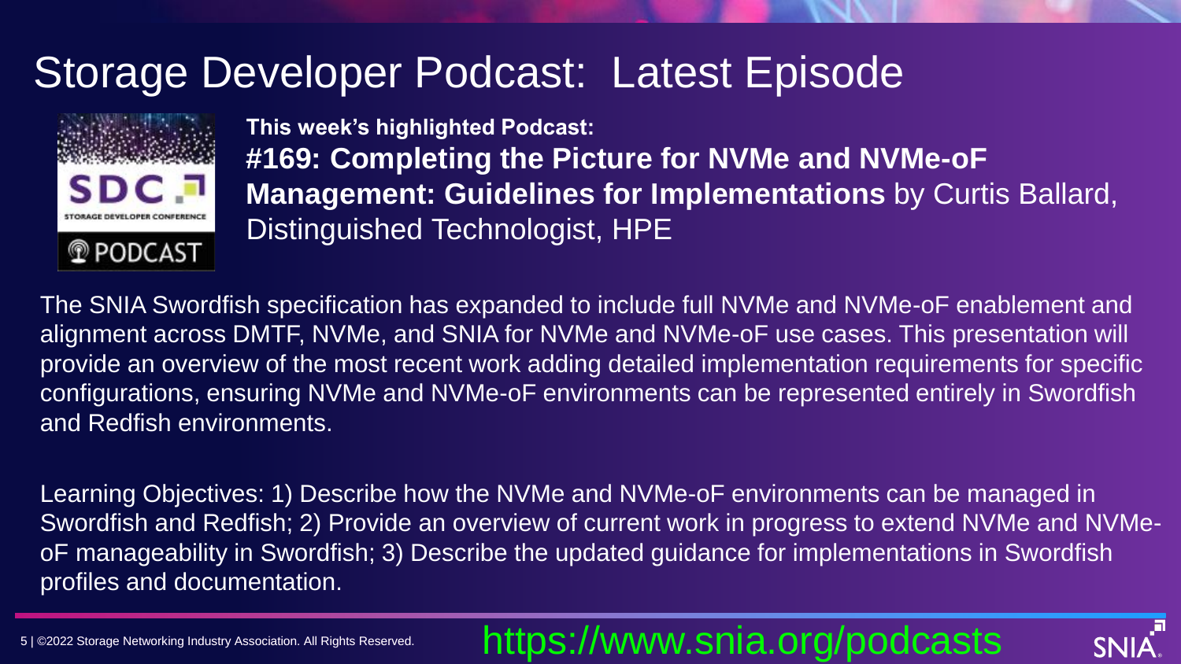# Storage Developer Podcast: Latest Episode

**This week's highlighted Podcast:**

**#169: Completing the Picture for NVMe and NVMe-oF Management: Guidelines for Implementations** by Curtis Ballard, Distinguished Technologist, HPE

The SNIA Swordfish specification has expanded to include full NVMe and NVMe-oF enablement and alignment across DMTF, NVMe, and SNIA for NVMe and NVMe-oF use cases. This presentation will provide an overview of the most recent work adding detailed implementation requirements for specific configurations, ensuring NVMe and NVMe-oF environments can be represented entirely in Swordfish and Redfish environments.

Learning Objectives: 1) Describe how the NVMe and NVMe-oF environments can be managed in Swordfish and Redfish; 2) Provide an overview of current work in progress to extend NVMe and NVMe-oF manageability in Swordfish; 3) Describe the updated guidance for implementations in Swordfish profiles and documentation.

https://www.snia.org/podcasts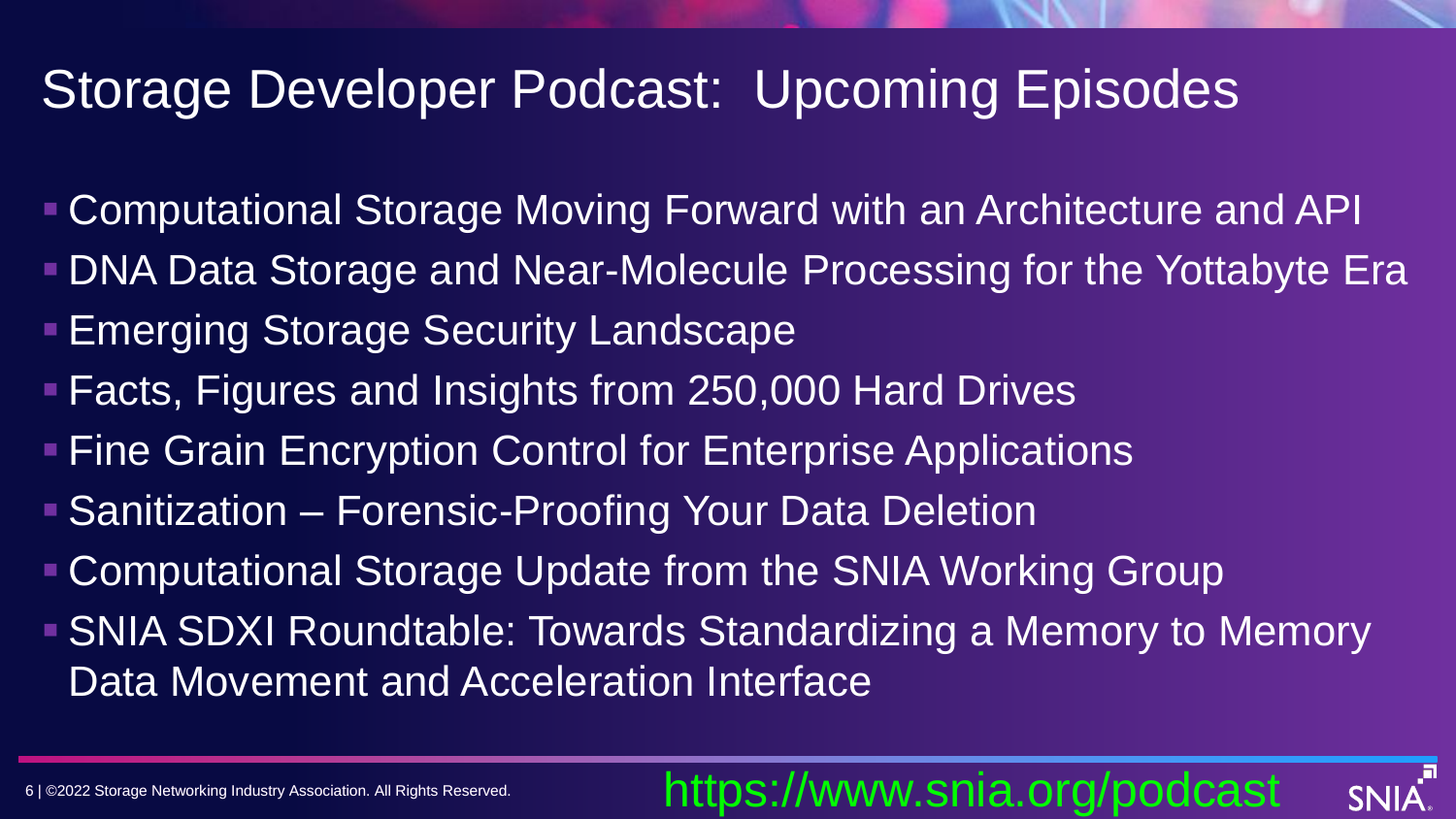# Storage Developer Podcast: Upcoming Episodes

- Computational Storage Moving Forward with an Architecture and API
- DNA Data Storage and Near-Molecule Processing for the Yottabyte Era
- Emerging Storage Security Landscape
- Facts, Figures and Insights from 250,000 Hard Drives
- Fine Grain Encryption Control for Enterprise Applications
- Sanitization – Forensic-Proofing Your Data Deletion
- Computational Storage Update from the SNIA Working Group
- SNIA SDXI Roundtable: Towards Standardizing a Memory to Memory Data Movement and Acceleration Interface

https://www.snia.org/podcast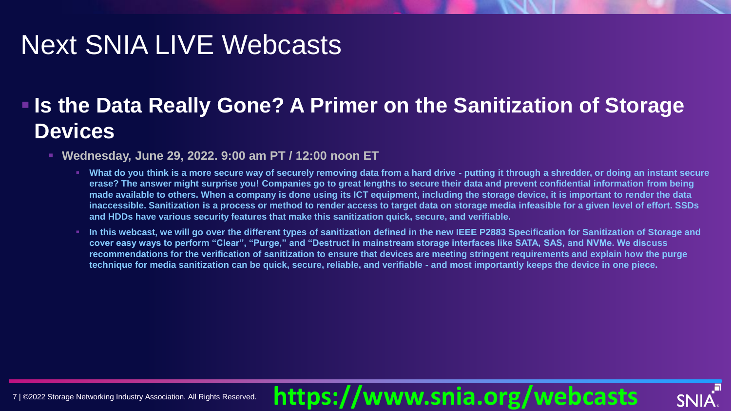# Next SNIA LIVE Webcasts

- **Is the Data Really Gone? A Primer on the Sanitization of Storage Devices**
  - **Wednesday, June 29, 2022. 9:00 am PT / 12:00 noon ET**
    - **What do you think is a more secure way of securely removing data from a hard drive - putting it through a shredder, or doing an instant secure erase? The answer might surprise you! Companies go to great lengths to secure their data and prevent confidential information from being made available to others. When a company is done using its ICT equipment, including the storage device, it is important to render the data inaccessible. Sanitization is a process or method to render access to target data on storage media infeasible for a given level of effort. SSDs and HDDs have various security features that make this sanitization quick, secure, and verifiable.**
    - **In this webcast, we will go over the different types of sanitization defined in the new IEEE P2883 Specification for Sanitization of Storage and cover easy ways to perform "Clear", "Purge," and "Destruct in mainstream storage interfaces like SATA, SAS, and NVMe. We discuss recommendations for the verification of sanitization to ensure that devices are meeting stringent requirements and explain how the purge technique for media sanitization can be quick, secure, reliable, and verifiable - and most importantly keeps the device in one piece.**

**https://www.snia.org/webcasts**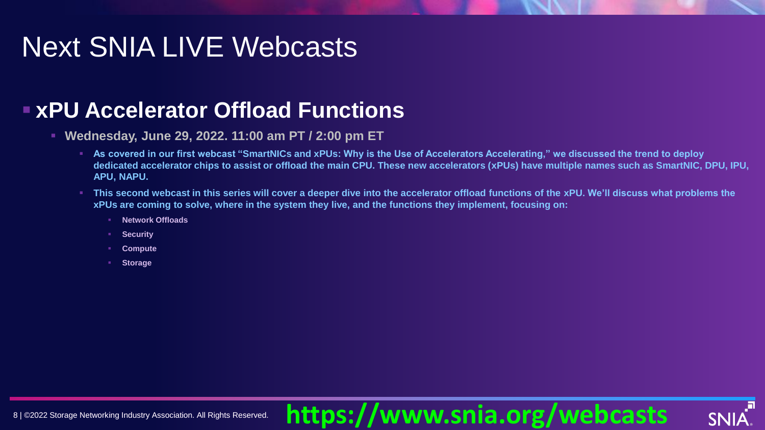# Next SNIA LIVE Webcasts

- **xPU Accelerator Offload Functions**
  - **Wednesday, June 29, 2022. 11:00 am PT / 2:00 pm ET**
    - **As covered in our first webcast "SmartNICs and xPUs: Why is the Use of Accelerators Accelerating," we discussed the trend to deploy dedicated accelerator chips to assist or offload the main CPU. These new accelerators (xPUs) have multiple names such as SmartNIC, DPU, IPU, APU, NAPU.**
    - **This second webcast in this series will cover a deeper dive into the accelerator offload functions of the xPU. We'll discuss what problems the xPUs are coming to solve, where in the system they live, and the functions they implement, focusing on:**
      - **Network Offloads**
      - **Security**
      - **Compute**
      - **Storage**

**https://www.snia.org/webcasts**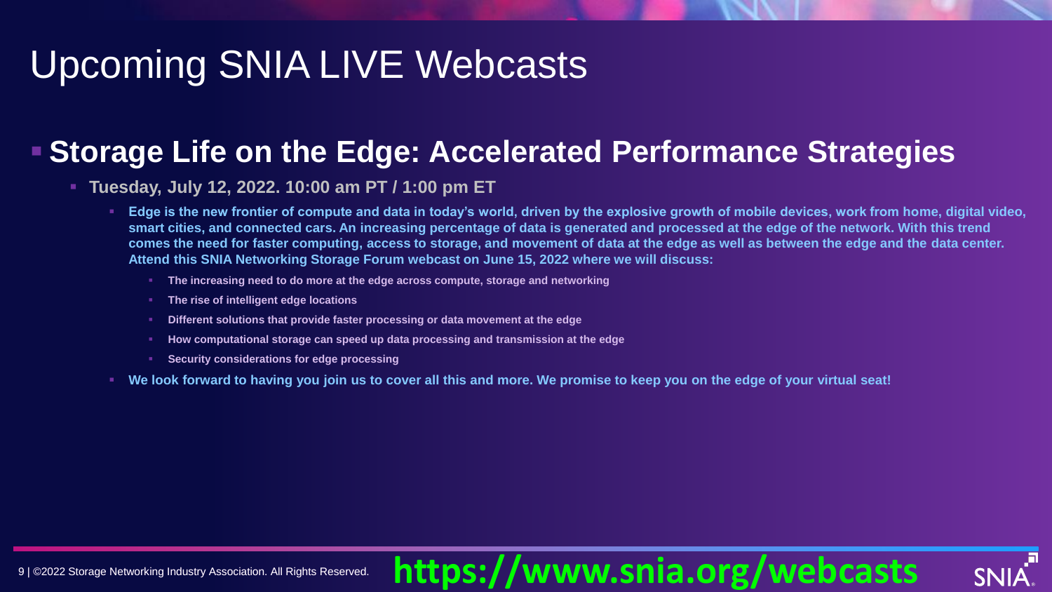# Upcoming SNIA LIVE Webcasts

- **Storage Life on the Edge: Accelerated Performance Strategies**
  - **Tuesday, July 12, 2022. 10:00 am PT / 1:00 pm ET**
    - **Edge is the new frontier of compute and data in today's world, driven by the explosive growth of mobile devices, work from home, digital video, smart cities, and connected cars. An increasing percentage of data is generated and processed at the edge of the network. With this trend comes the need for faster computing, access to storage, and movement of data at the edge as well as between the edge and the data center. Attend this SNIA Networking Storage Forum webcast on June 15, 2022 where we will discuss:**
      - **The increasing need to do more at the edge across compute, storage and networking**
      - **The rise of intelligent edge locations**
      - **Different solutions that provide faster processing or data movement at the edge**
      - **How computational storage can speed up data processing and transmission at the edge**
      - **Security considerations for edge processing**
    - **We look forward to having you join us to cover all this and more. We promise to keep you on the edge of your virtual seat!**

**https://www.snia.org/webcasts**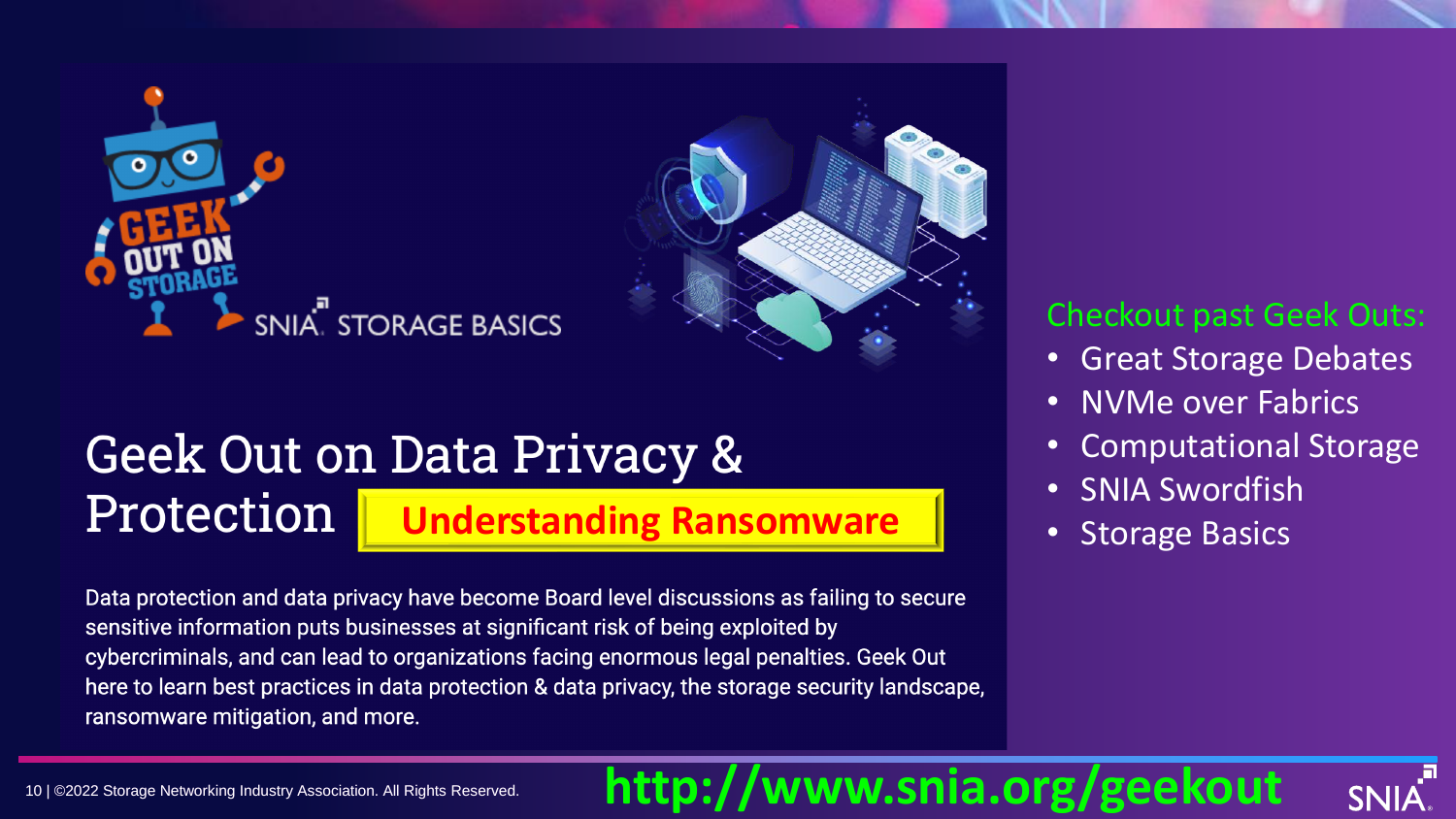GEEK OUT ON STORAGE

SNIA. STORAGE BASICS

# Geek Out on Data Privacy & Protection

**Understanding Ransomware**

Data protection and data privacy have become Board level discussions as failing to secure sensitive information puts businesses at significant risk of being exploited by cybercriminals, and can lead to organizations facing enormous legal penalties. Geek Out here to learn best practices in data protection & data privacy, the storage security landscape, ransomware mitigation, and more.

Checkout past Geek Outs:

- Great Storage Debates
- NVMe over Fabrics
- Computational Storage
- SNIA Swordfish
- Storage Basics

**http://www.snia.org/geekout**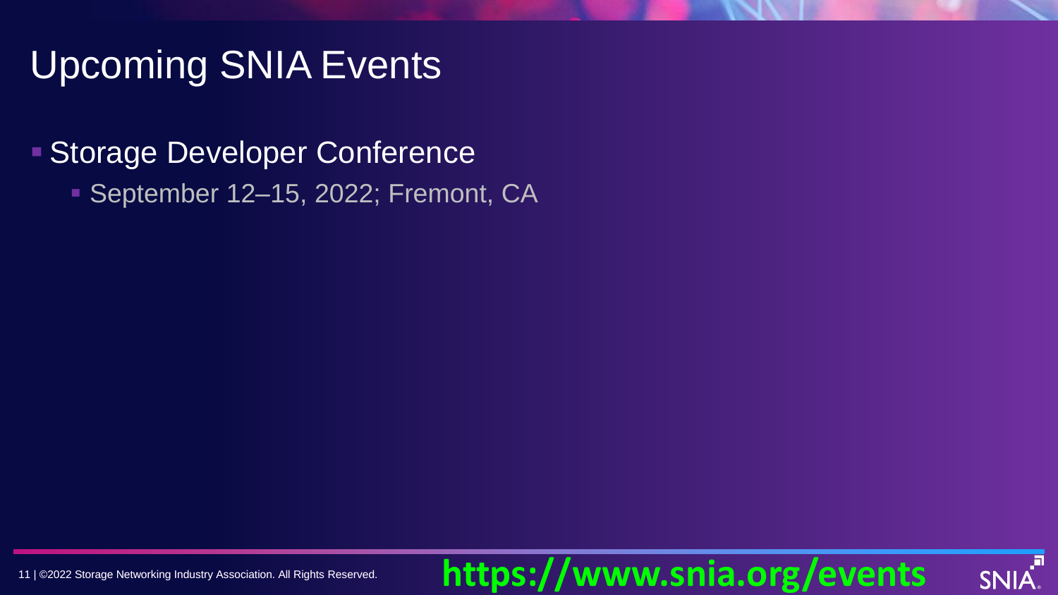# Upcoming SNIA Events

- Storage Developer Conference
  - September 12–15, 2022; Fremont, CA

**https://www.snia.org/events**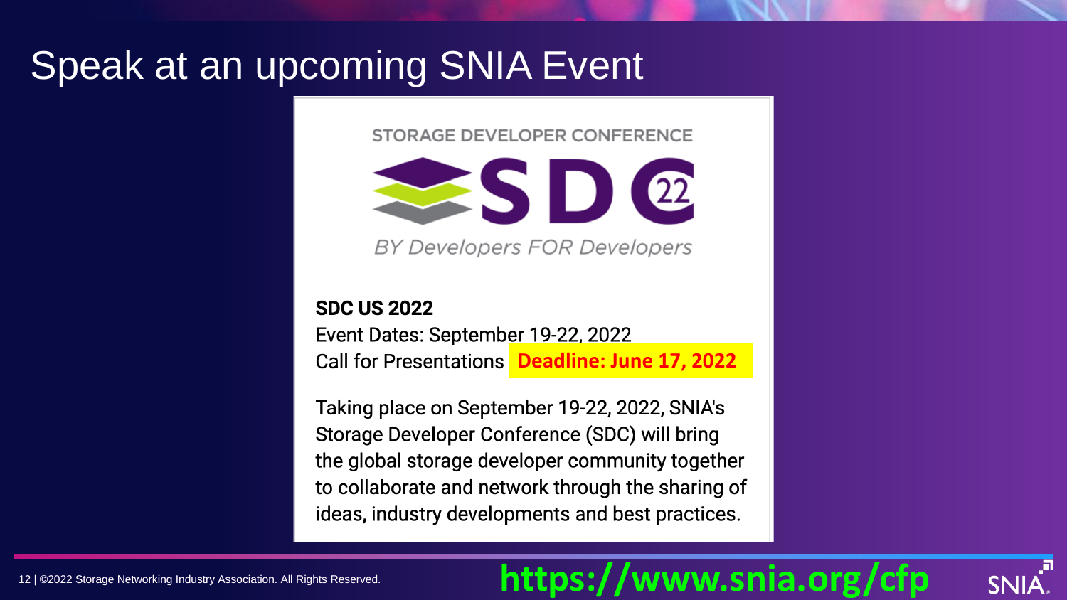# Speak at an upcoming SNIA Event

STORAGE DEVELOPER CONFERENCE

SDC 22

*BY Developers FOR Developers*

**SDC US 2022**

Event Dates: September 19-22, 2022

Call for Presentations **Deadline: June 17, 2022**

Taking place on September 19-22, 2022, SNIA's Storage Developer Conference (SDC) will bring the global storage developer community together to collaborate and network through the sharing of ideas, industry developments and best practices.

**https://www.snia.org/cfp**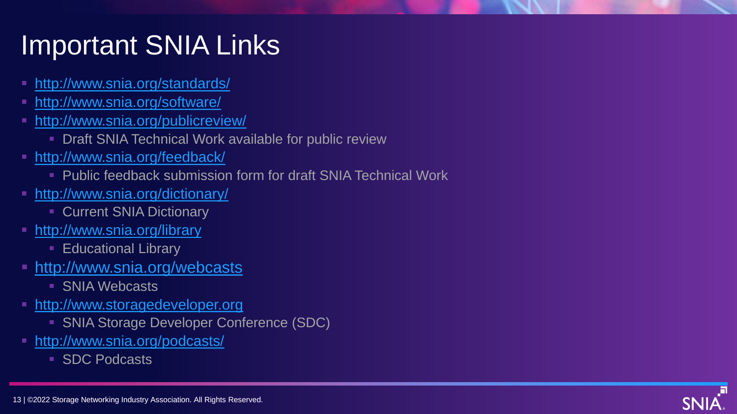# Important SNIA Links

- http://www.snia.org/standards/
- http://www.snia.org/software/
- http://www.snia.org/publicreview/
  - Draft SNIA Technical Work available for public review
- http://www.snia.org/feedback/
  - Public feedback submission form for draft SNIA Technical Work
- http://www.snia.org/dictionary/
  - Current SNIA Dictionary
- http://www.snia.org/library
  - Educational Library
- http://www.snia.org/webcasts
  - SNIA Webcasts
- http://www.storagedeveloper.org
  - SNIA Storage Developer Conference (SDC)
- http://www.snia.org/podcasts/
  - SDC Podcasts